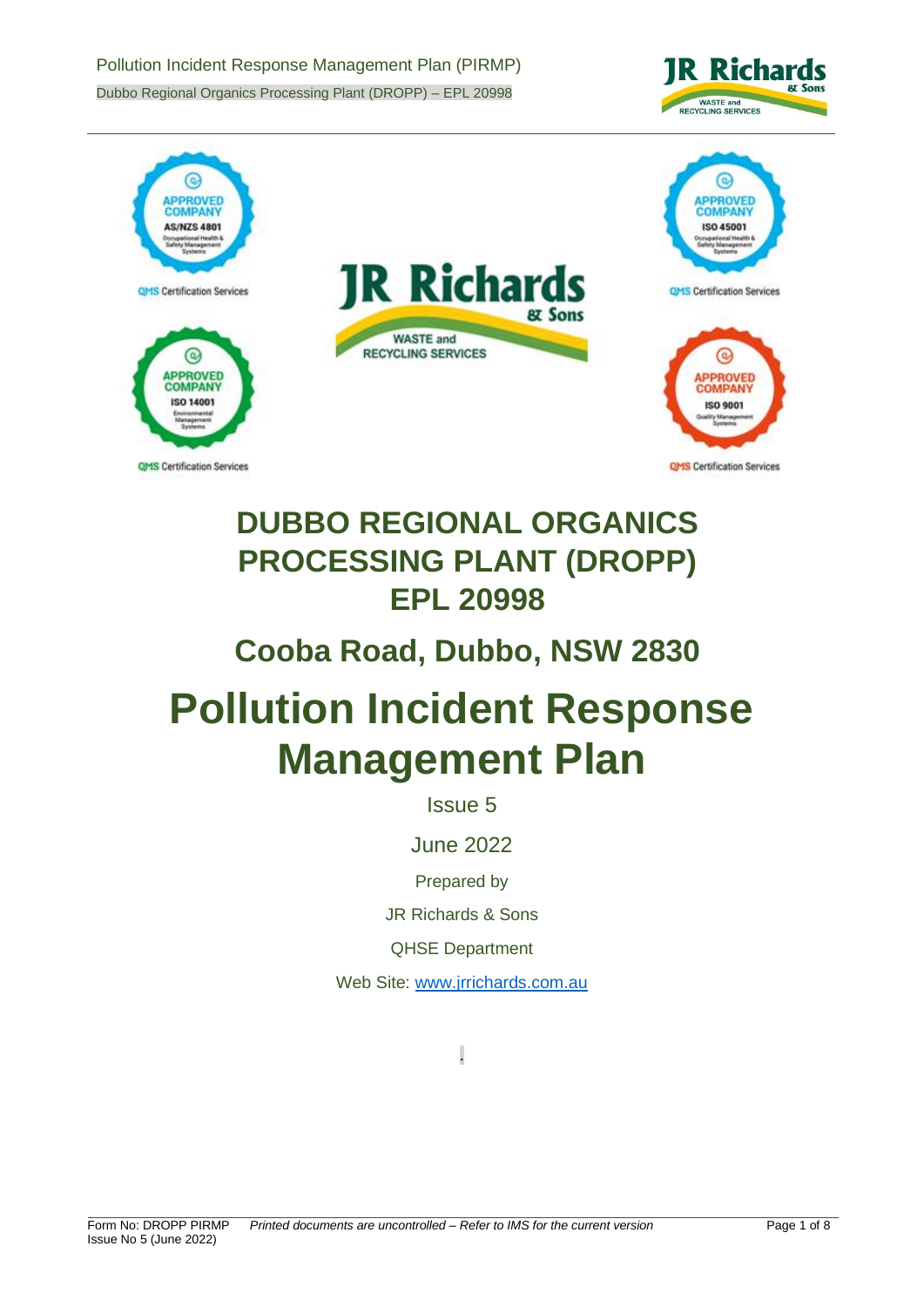# DUBBO REGIONAL ORGANICS PROCESSING PLANT (DROPP) EPL 20998

## Cooba Road, Dubbo, NSW 2830

# Pollution Incident Response Management Plan

Issue 5

June 2022

Prepared by

JR Richards & Sons

QHSE Department

Web Site: www.jrrichards.com.au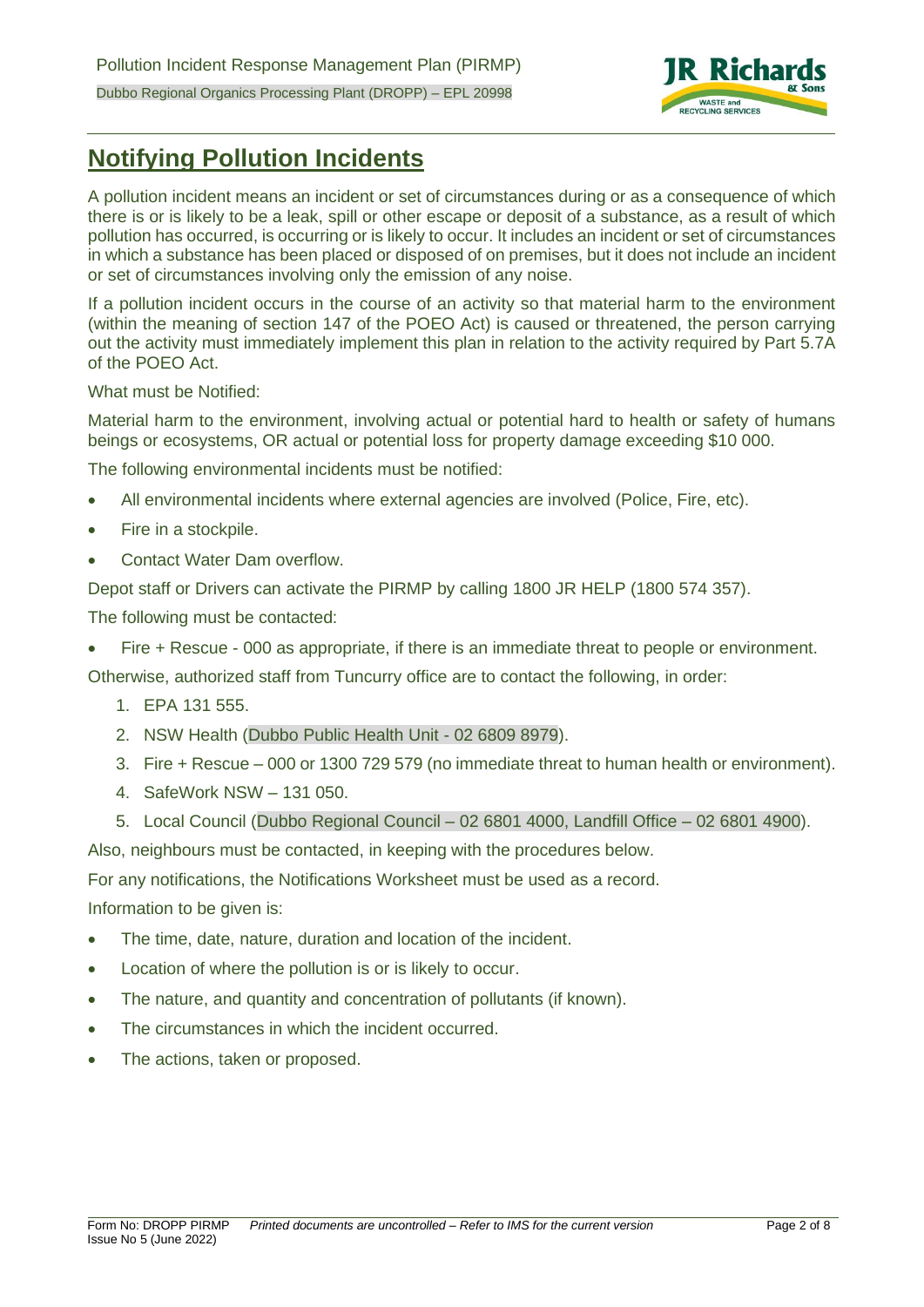# Notifying Pollution Incidents

A pollution incident means an incident or set of circumstances during or as a consequence of which there is or is likely to be a leak, spill or other escape or deposit of a substance, as a result of which pollution has occurred, is occurring or is likely to occur. It includes an incident or set of circumstances in which a substance has been placed or disposed of on premises, but it does not include an incident or set of circumstances involving only the emission of any noise.

If a pollution incident occurs in the course of an activity so that material harm to the environment (within the meaning of section 147 of the POEO Act) is caused or threatened, the person carrying out the activity must immediately implement this plan in relation to the activity required by Part 5.7A of the POEO Act.

What must be Notified:

Material harm to the environment, involving actual or potential hard to health or safety of humans beings or ecosystems, OR actual or potential loss for property damage exceeding $10 000.

The following environmental incidents must be notified:

- All environmental incidents where external agencies are involved (Police, Fire, etc).
- Fire in a stockpile.
- Contact Water Dam overflow.

Depot staff or Drivers can activate the PIRMP by calling 1800 JR HELP (1800 574 357).

The following must be contacted:

- Fire + Rescue - 000 as appropriate, if there is an immediate threat to people or environment.

Otherwise, authorized staff from Tuncurry office are to contact the following, in order:

1. EPA 131 555.
2. NSW Health (Dubbo Public Health Unit - 02 6809 8979).
3. Fire + Rescue – 000 or 1300 729 579 (no immediate threat to human health or environment).
4. SafeWork NSW – 131 050.
5. Local Council (Dubbo Regional Council – 02 6801 4000, Landfill Office – 02 6801 4900).

Also, neighbours must be contacted, in keeping with the procedures below.

For any notifications, the Notifications Worksheet must be used as a record.

Information to be given is:

- The time, date, nature, duration and location of the incident.
- Location of where the pollution is or is likely to occur.
- The nature, and quantity and concentration of pollutants (if known).
- The circumstances in which the incident occurred.
- The actions, taken or proposed.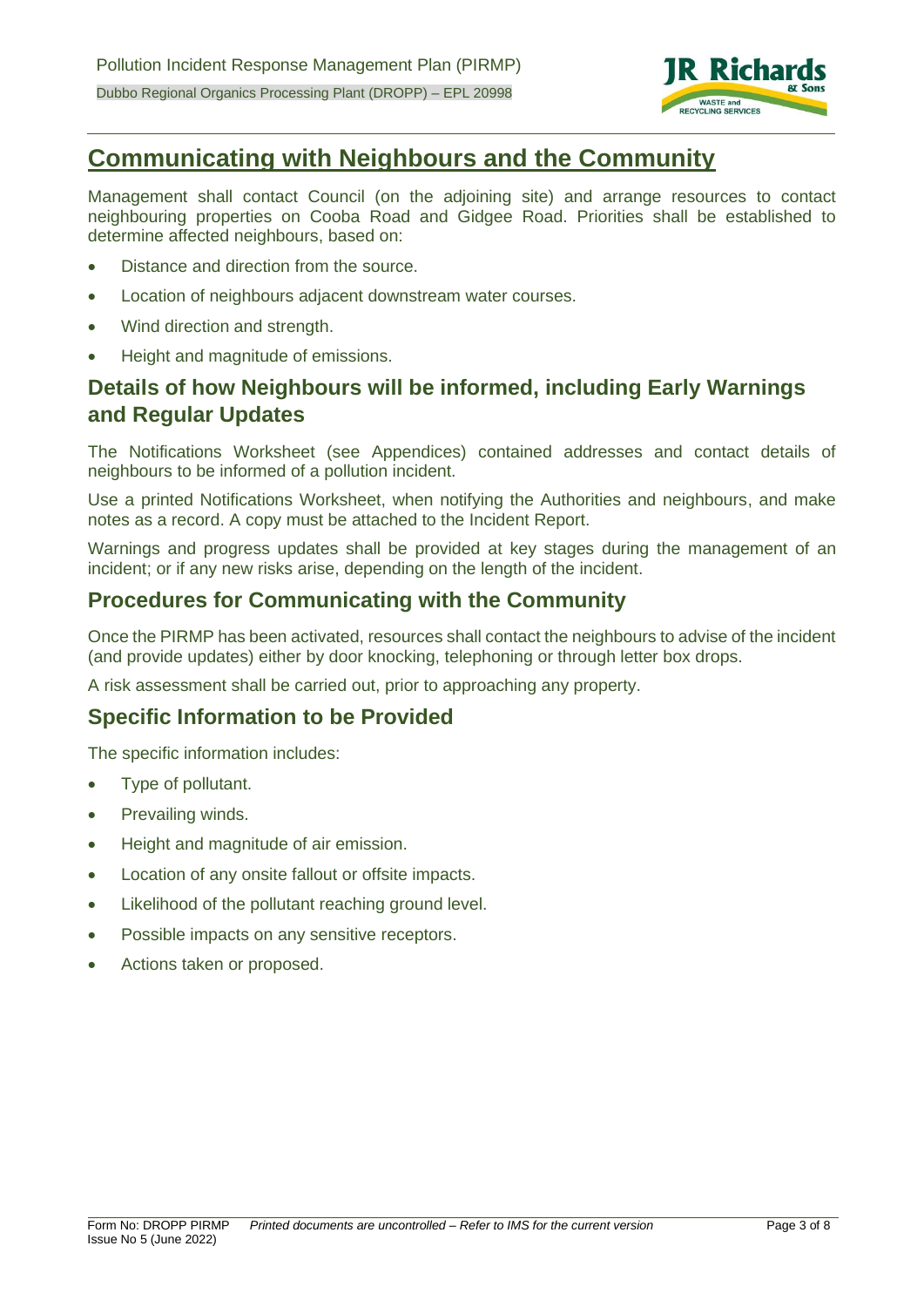# Communicating with Neighbours and the Community

Management shall contact Council (on the adjoining site) and arrange resources to contact neighbouring properties on Cooba Road and Gidgee Road. Priorities shall be established to determine affected neighbours, based on:

- Distance and direction from the source.
- Location of neighbours adjacent downstream water courses.
- Wind direction and strength.
- Height and magnitude of emissions.

## Details of how Neighbours will be informed, including Early Warnings and Regular Updates

The Notifications Worksheet (see Appendices) contained addresses and contact details of neighbours to be informed of a pollution incident.

Use a printed Notifications Worksheet, when notifying the Authorities and neighbours, and make notes as a record. A copy must be attached to the Incident Report.

Warnings and progress updates shall be provided at key stages during the management of an incident; or if any new risks arise, depending on the length of the incident.

## Procedures for Communicating with the Community

Once the PIRMP has been activated, resources shall contact the neighbours to advise of the incident (and provide updates) either by door knocking, telephoning or through letter box drops.

A risk assessment shall be carried out, prior to approaching any property.

## Specific Information to be Provided

The specific information includes:

- Type of pollutant.
- Prevailing winds.
- Height and magnitude of air emission.
- Location of any onsite fallout or offsite impacts.
- Likelihood of the pollutant reaching ground level.
- Possible impacts on any sensitive receptors.
- Actions taken or proposed.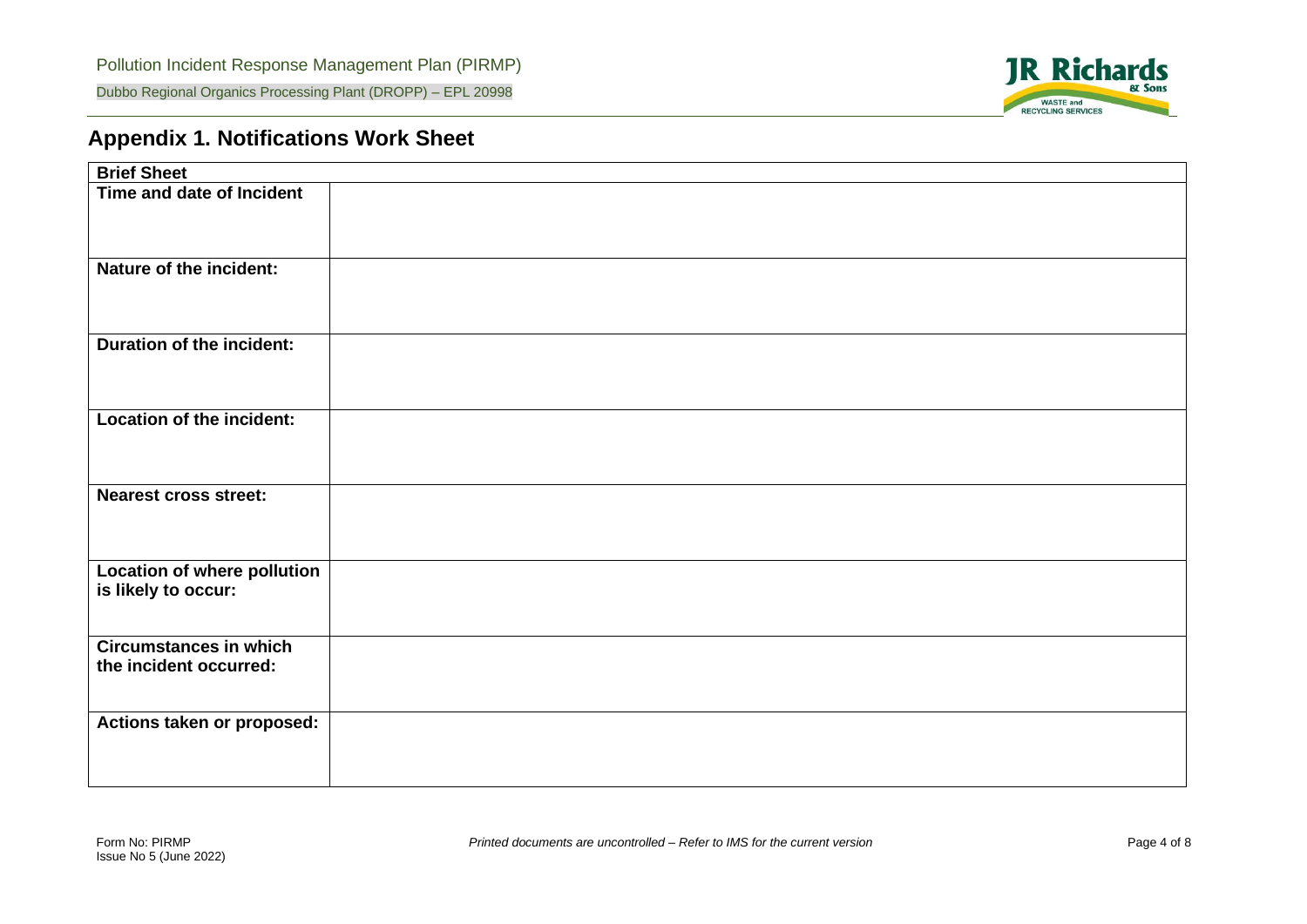## Appendix 1. Notifications Work Sheet

| Brief Sheet | |
|---|---|
| **Time and date of Incident** | |
| **Nature of the incident:** | |
| **Duration of the incident:** | |
| **Location of the incident:** | |
| **Nearest cross street:** | |
| **Location of where pollution is likely to occur:** | |
| **Circumstances in which the incident occurred:** | |
| **Actions taken or proposed:** | |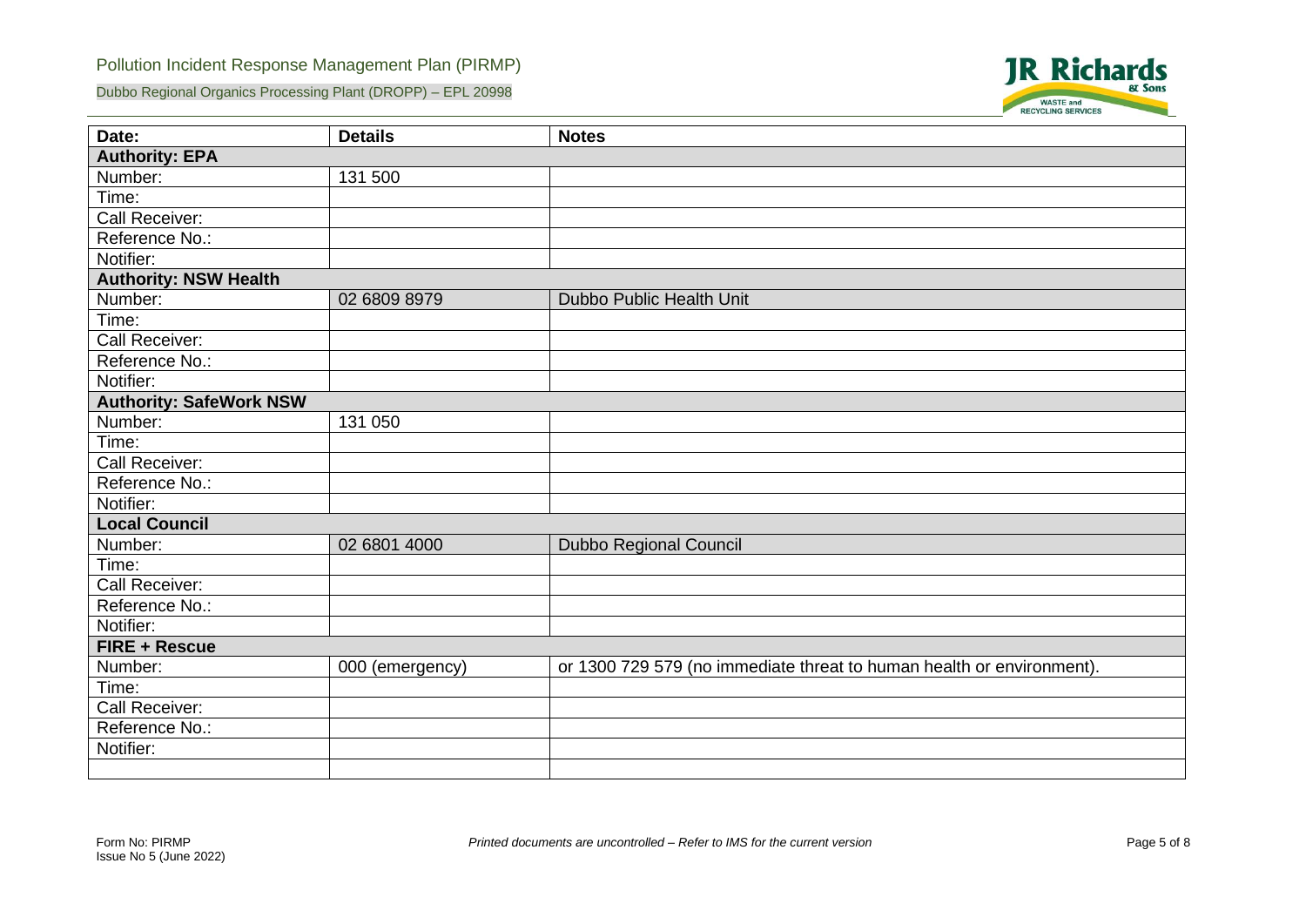| Date: | Details | Notes |
|---|---|---|
| **Authority: EPA** | | |
| Number: | 131 500 | |
| Time: | | |
| Call Receiver: | | |
| Reference No.: | | |
| Notifier: | | |
| **Authority: NSW Health** | | |
| Number: | 02 6809 8979 | Dubbo Public Health Unit |
| Time: | | |
| Call Receiver: | | |
| Reference No.: | | |
| Notifier: | | |
| **Authority: SafeWork NSW** | | |
| Number: | 131 050 | |
| Time: | | |
| Call Receiver: | | |
| Reference No.: | | |
| Notifier: | | |
| **Local Council** | | |
| Number: | 02 6801 4000 | Dubbo Regional Council |
| Time: | | |
| Call Receiver: | | |
| Reference No.: | | |
| Notifier: | | |
| **FIRE + Rescue** | | |
| Number: | 000 (emergency) | or 1300 729 579 (no immediate threat to human health or environment). |
| Time: | | |
| Call Receiver: | | |
| Reference No.: | | |
| Notifier: | | |
| | | |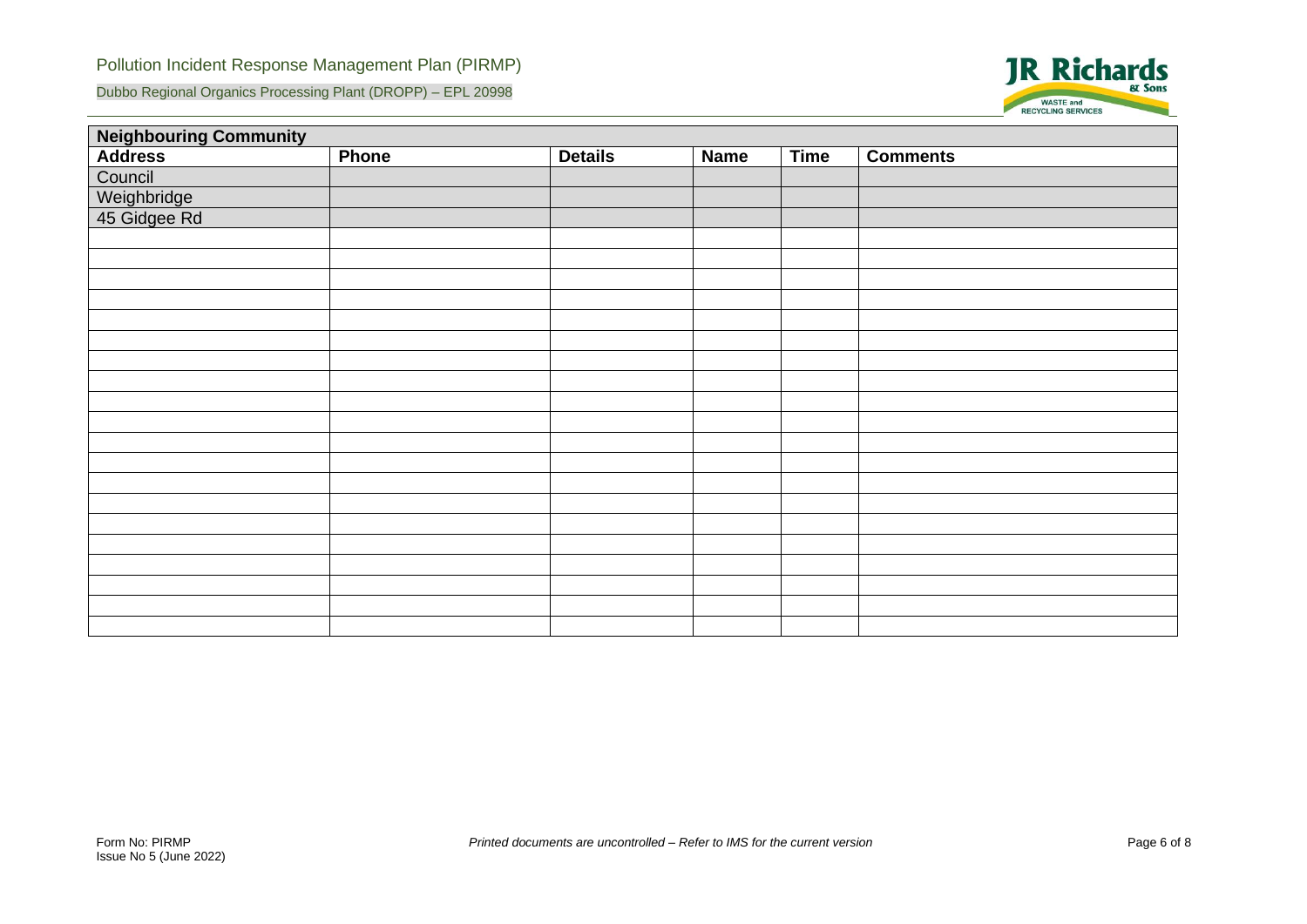| Neighbouring Community | | | | | |
|---|---|---|---|---|---|
| **Address** | **Phone** | **Details** | **Name** | **Time** | **Comments** |
| Council | | | | | |
| Weighbridge | | | | | |
| 45 Gidgee Rd | | | | | |
| | | | | | |
| | | | | | |
| | | | | | |
| | | | | | |
| | | | | | |
| | | | | | |
| | | | | | |
| | | | | | |
| | | | | | |
| | | | | | |
| | | | | | |
| | | | | | |
| | | | | | |
| | | | | | |
| | | | | | |
| | | | | | |
| | | | | | |
| | | | | | |
| | | | | | |
| | | | | | |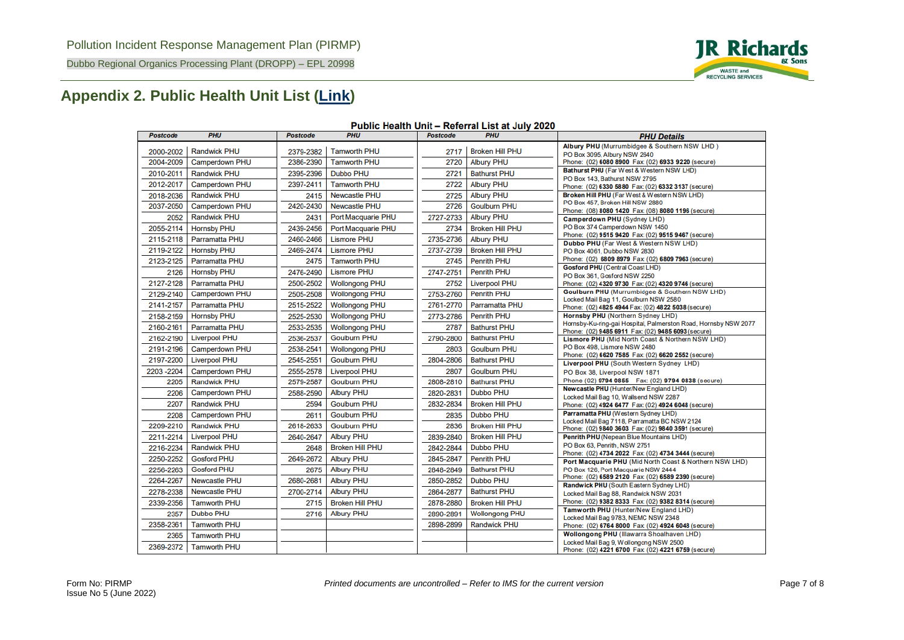## Appendix 2. Public Health Unit List (Link)

**Public Health Unit – Referral List at July 2020**

| Postcode | PHU | Postcode | PHU | Postcode | PHU |
|---|---|---|---|---|---|
| 2000-2002 | Randwick PHU | 2379-2382 | Tamworth PHU | 2717 | Broken Hill PHU |
| 2004-2009 | Camperdown PHU | 2386-2390 | Tamworth PHU | 2720 | Albury PHU |
| 2010-2011 | Randwick PHU | 2395-2396 | Dubbo PHU | 2721 | Bathurst PHU |
| 2012-2017 | Camperdown PHU | 2397-2411 | Tamworth PHU | 2722 | Albury PHU |
| 2018-2036 | Randwick PHU | 2415 | Newcastle PHU | 2725 | Albury PHU |
| 2037-2050 | Camperdown PHU | 2420-2430 | Newcastle PHU | 2726 | Goulburn PHU |
| 2052 | Randwick PHU | 2431 | Port Macquarie PHU | 2727-2733 | Albury PHU |
| 2055-2114 | Hornsby PHU | 2439-2456 | Port Macquarie PHU | 2734 | Broken Hill PHU |
| 2115-2118 | Parramatta PHU | 2460-2466 | Lismore PHU | 2735-2736 | Albury PHU |
| 2119-2122 | Hornsby PHU | 2469-2474 | Lismore PHU | 2737-2739 | Broken Hill PHU |
| 2123-2125 | Parramatta PHU | 2475 | Tamworth PHU | 2745 | Penrith PHU |
| 2126 | Hornsby PHU | 2476-2490 | Lismore PHU | 2747-2751 | Penrith PHU |
| 2127-2128 | Parramatta PHU | 2500-2502 | Wollongong PHU | 2752 | Liverpool PHU |
| 2129-2140 | Camperdown PHU | 2505-2508 | Wollongong PHU | 2753-2760 | Penrith PHU |
| 2141-2157 | Parramatta PHU | 2515-2522 | Wollongong PHU | 2761-2770 | Parramatta PHU |
| 2158-2159 | Hornsby PHU | 2525-2530 | Wollongong PHU | 2773-2786 | Penrith PHU |
| 2160-2161 | Parramatta PHU | 2533-2535 | Wollongong PHU | 2787 | Bathurst PHU |
| 2162-2190 | Liverpool PHU | 2536-2537 | Goulburn PHU | 2790-2800 | Bathurst PHU |
| 2191-2196 | Camperdown PHU | 2538-2541 | Wollongong PHU | 2803 | Goulburn PHU |
| 2197-2200 | Liverpool PHU | 2545-2551 | Goulburn PHU | 2804-2806 | Bathurst PHU |
| 2203 -2204 | Camperdown PHU | 2555-2578 | Liverpool PHU | 2807 | Goulburn PHU |
| 2205 | Randwick PHU | 2579-2587 | Goulburn PHU | 2808-2810 | Bathurst PHU |
| 2206 | Camperdown PHU | 2588-2590 | Albury PHU | 2820-2831 | Dubbo PHU |
| 2207 | Randwick PHU | 2594 | Goulburn PHU | 2832-2834 | Broken Hill PHU |
| 2208 | Camperdown PHU | 2611 | Goulburn PHU | 2835 | Dubbo PHU |
| 2209-2210 | Randwick PHU | 2618-2633 | Goulburn PHU | 2836 | Broken Hill PHU |
| 2211-2214 | Liverpool PHU | 2640-2647 | Albury PHU | 2839-2840 | Broken Hill PHU |
| 2216-2234 | Randwick PHU | 2648 | Broken Hill PHU | 2842-2844 | Dubbo PHU |
| 2250-2252 | Gosford PHU | 2649-2672 | Albury PHU | 2845-2847 | Penrith PHU |
| 2256-2263 | Gosford PHU | 2675 | Albury PHU | 2848-2849 | Bathurst PHU |
| 2264-2267 | Newcastle PHU | 2680-2681 | Albury PHU | 2850-2852 | Dubbo PHU |
| 2278-2338 | Newcastle PHU | 2700-2714 | Albury PHU | 2864-2877 | Bathurst PHU |
| 2339-2356 | Tamworth PHU | 2715 | Broken Hill PHU | 2878-2880 | Broken Hill PHU |
| 2357 | Dubbo PHU | 2716 | Albury PHU | 2890-2891 | Wollongong PHU |
| 2358-2361 | Tamworth PHU | | | 2898-2899 | Randwick PHU |
| 2365 | Tamworth PHU | | | | |
| 2369-2372 | Tamworth PHU | | | | |

**PHU Details**

**Albury PHU** (Murrumbidgee & Southern NSW LHD)
PO Box 3095, Albury NSW 2640
Phone: (02) **6080 8900** Fax: (02) **6933 9220** (secure)

**Bathurst PHU** (Far West & Western NSW LHD)
PO Box 143, Bathurst NSW 2795
Phone: (02) **6330 5880** Fax: (02) **6332 3137** (secure)

**Broken Hill PHU** (Far West & Western NSW LHD)
PO Box 457, Broken Hill NSW 2880
Phone: (08) **8080 1420** Fax: (08) **8080 1196** (secure)

**Camperdown PHU** (Sydney LHD)
PO Box 374 Camperdown NSW 1450
Phone: (02) **9515 9420** Fax: (02) **9515 9467** (secure)

**Dubbo PHU** (Far West & Western NSW LHD)
PO Box 4061, Dubbo NSW 2830
Phone: (02) **6809 8979** Fax (02) **6809 7963** (secure)

**Gosford PHU** (Central Coast LHD)
PO Box 361, Gosford NSW 2250
Phone: (02) **4320 9730** Fax: (02) **4320 9746** (secure)

**Goulburn PHU** (Murrumbidgee & Southern NSW LHD)
Locked Mail Bag 11, Goulburn NSW 2580
Phone: (02) **4825 4944** Fax: (02) **4822 5038** (secure)

**Hornsby PHU** (Northern Sydney LHD)
Hornsby-Ku-ring-gai Hospital, Palmerston Road, Hornsby NSW 2077
Phone: (02) **9485 6911** Fax: (02) **9485 6093** (secure)

**Lismore PHU** (Mid North Coast & Northern NSW LHD)
PO Box 498, Lismore NSW 2480
Phone: (02) **6620 7585** Fax: (02) **6620 2552** (secure)

**Liverpool PHU** (South Western Sydney LHD)
PO Box 38, Liverpool NSW 1871
Phone (02) **9794 0855** Fax: (02) **9794 0838** (secure)

**Newcastle PHU** (Hunter/New England LHD)
Locked Mail Bag 10, Wallsend NSW 2287
Phone: (02) **4924 6477** Fax: (02) **4924 6048** (secure)

**Parramatta PHU** (Western Sydney LHD)
Locked Mail Bag 7118, Parramatta BC NSW 2124
Phone: (02) **9840 3603** Fax: (02) **9840 3591** (secure)

**Penrith PHU** (Nepean Blue Mountains LHD)
PO Box 63, Penrith, NSW 2751
Phone: (02) **4734 2022** Fax: (02) **4734 3444** (secure)

**Port Macquarie PHU** (Mid North Coast & Northern NSW LHD)
PO Box 126, Port Macquarie NSW 2444
Phone: (02) **6589 2120** Fax: (02) **6589 2390** (secure)

**Randwick PHU** (South Eastern Sydney LHD)
Locked Mail Bag 88, Randwick NSW 2031
Phone: (02) **9382 8333** Fax: (02) **9382 8314** (secure)

**Tamworth PHU** (Hunter/New England LHD)
Locked Mail Bag 9783, NEMC NSW 2348
Phone: (02) **6764 8000** Fax: (02) **4924 6048** (secure)

**Wollongong PHU** (Illawarra Shoalhaven LHD)
Locked Mail Bag 9, Wollongong NSW 2500
Phone: (02) **4221 6700** Fax: (02) **4221 6759** (secure)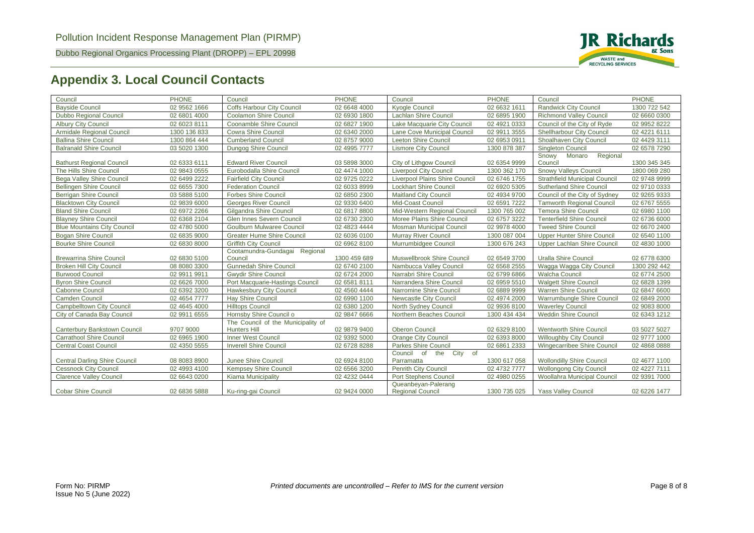## Appendix 3. Local Council Contacts

| Council | PHONE | Council | PHONE | Council | PHONE | Council | PHONE |
|---|---|---|---|---|---|---|---|
| Bayside Council | 02 9562 1666 | Coffs Harbour City Council | 02 6648 4000 | Kyogle Council | 02 6632 1611 | Randwick City Council | 1300 722 542 |
| Dubbo Regional Council | 02 6801 4000 | Coolamon Shire Council | 02 6930 1800 | Lachlan Shire Council | 02 6895 1900 | Richmond Valley Council | 02 6660 0300 |
| Albury City Council | 02 6023 8111 | Coonamble Shire Council | 02 6827 1900 | Lake Macquarie City Council | 02 4921 0333 | Council of the City of Ryde | 02 9952 8222 |
| Armidale Regional Council | 1300 136 833 | Cowra Shire Council | 02 6340 2000 | Lane Cove Municipal Council | 02 9911 3555 | Shellharbour City Council | 02 4221 6111 |
| Ballina Shire Council | 1300 864 444 | Cumberland Council | 02 8757 9000 | Leeton Shire Council | 02 6953 0911 | Shoalhaven City Council | 02 4429 3111 |
| Balranald Shire Council | 03 5020 1300 | Dungog Shire Council | 02 4995 7777 | Lismore City Council | 1300 878 387 | Singleton Council | 02 6578 7290 |
| Bathurst Regional Council | 02 6333 6111 | Edward River Council | 03 5898 3000 | City of Lithgow Council | 02 6354 9999 | Snowy Monaro Regional Council | 1300 345 345 |
| The Hills Shire Council | 02 9843 0555 | Eurobodalla Shire Council | 02 4474 1000 | Liverpool City Council | 1300 362 170 | Snowy Valleys Council | 1800 069 280 |
| Bega Valley Shire Council | 02 6499 2222 | Fairfield City Council | 02 9725 0222 | Liverpool Plains Shire Council | 02 6746 1755 | Strathfield Municipal Council | 02 9748 9999 |
| Bellingen Shire Council | 02 6655 7300 | Federation Council | 02 6033 8999 | Lockhart Shire Council | 02 6920 5305 | Sutherland Shire Council | 02 9710 0333 |
| Berrigan Shire Council | 03 5888 5100 | Forbes Shire Council | 02 6850 2300 | Maitland City Council | 02 4934 9700 | Council of the City of Sydney | 02 9265 9333 |
| Blacktown City Council | 02 9839 6000 | Georges River Council | 02 9330 6400 | Mid-Coast Council | 02 6591 7222 | Tamworth Regional Council | 02 6767 5555 |
| Bland Shire Council | 02 6972 2266 | Gilgandra Shire Council | 02 6817 8800 | Mid-Western Regional Council | 1300 765 002 | Temora Shire Council | 02 6980 1100 |
| Blayney Shire Council | 02 6368 2104 | Glen Innes Severn Council | 02 6730 2300 | Moree Plains Shire Council | 02 6757 3222 | Tenterfield Shire Council | 02 6736 6000 |
| Blue Mountains City Council | 02 4780 5000 | Goulburn Mulwaree Council | 02 4823 4444 | Mosman Municipal Council | 02 9978 4000 | Tweed Shire Council | 02 6670 2400 |
| Bogan Shire Council | 02 6835 9000 | Greater Hume Shire Council | 02 6036 0100 | Murray River Council | 1300 087 004 | Upper Hunter Shire Council | 02 6540 1100 |
| Bourke Shire Council | 02 6830 8000 | Griffith City Council | 02 6962 8100 | Murrumbidgee Council | 1300 676 243 | Upper Lachlan Shire Council | 02 4830 1000 |
| Brewarrina Shire Council | 02 6830 5100 | Cootamundra-Gundagai Regional Council | 1300 459 689 | Muswellbrook Shire Council | 02 6549 3700 | Uralla Shire Council | 02 6778 6300 |
| Broken Hill City Council | 08 8080 3300 | Gunnedah Shire Council | 02 6740 2100 | Nambucca Valley Council | 02 6568 2555 | Wagga Wagga City Council | 1300 292 442 |
| Burwood Council | 02 9911 9911 | Gwydir Shire Council | 02 6724 2000 | Narrabri Shire Council | 02 6799 6866 | Walcha Council | 02 6774 2500 |
| Byron Shire Council | 02 6626 7000 | Port Macquarie-Hastings Council | 02 6581 8111 | Narrandera Shire Council | 02 6959 5510 | Walgett Shire Council | 02 6828 1399 |
| Cabonne Council | 02 6392 3200 | Hawkesbury City Council | 02 4560 4444 | Narromine Shire Council | 02 6889 9999 | Warren Shire Council | 02 6847 6600 |
| Camden Council | 02 4654 7777 | Hay Shire Council | 02 6990 1100 | Newcastle City Council | 02 4974 2000 | Warrumbungle Shire Council | 02 6849 2000 |
| Campbelltown City Council | 02 4645 4000 | Hilltops Council | 02 6380 1200 | North Sydney Council | 02 9936 8100 | Waverley Council | 02 9083 8000 |
| City of Canada Bay Council | 02 9911 6555 | Hornsby Shire Council o | 02 9847 6666 | Northern Beaches Council | 1300 434 434 | Weddin Shire Council | 02 6343 1212 |
| Canterbury Bankstown Council | 9707 9000 | The Council of the Municipality of Hunters Hill | 02 9879 9400 | Oberon Council | 02 6329 8100 | Wentworth Shire Council | 03 5027 5027 |
| Carrathool Shire Council | 02 6965 1900 | Inner West Council | 02 9392 5000 | Orange City Council | 02 6393 8000 | Willoughby City Council | 02 9777 1000 |
| Central Coast Council | 02 4350 5555 | Inverell Shire Council | 02 6728 8288 | Parkes Shire Council | 02 6861 2333 | Wingecarribee Shire Council | 02 4868 0888 |
| Central Darling Shire Council | 08 8083 8900 | Junee Shire Council | 02 6924 8100 | Council of the City of Parramatta | 1300 617 058 | Wollondilly Shire Council | 02 4677 1100 |
| Cessnock City Council | 02 4993 4100 | Kempsey Shire Council | 02 6566 3200 | Penrith City Council | 02 4732 7777 | Wollongong City Council | 02 4227 7111 |
| Clarence Valley Council | 02 6643 0200 | Kiama Municipality | 02 4232 0444 | Port Stephens Council | 02 4980 0255 | Woollahra Municipal Council | 02 9391 7000 |
| Cobar Shire Council | 02 6836 5888 | Ku-ring-gai Council | 02 9424 0000 | Queanbeyan-Palerang Regional Council | 1300 735 025 | Yass Valley Council | 02 6226 1477 |